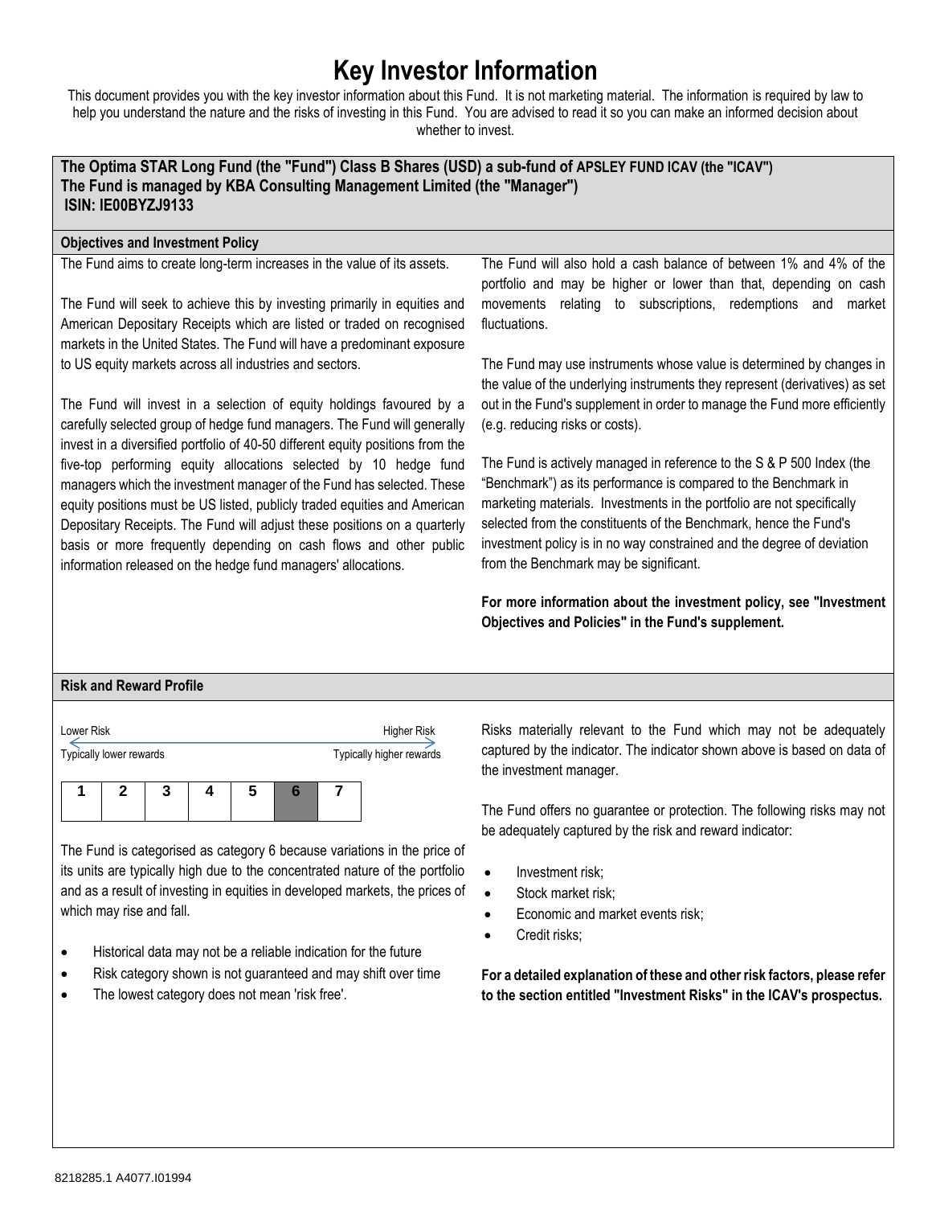# Key Investor Information

This document provides you with the key investor information about this Fund. It is not marketing material. The information is required by law to help you understand the nature and the risks of investing in this Fund. You are advised to read it so you can make an informed decision about whether to invest.

**The Optima STAR Long Fund (the "Fund") Class B Shares (USD) a sub-fund of APSLEY FUND ICAV (the "ICAV")**
**The Fund is managed by KBA Consulting Management Limited (the "Manager")**
**ISIN: IE00BYZJ9133**

## Objectives and Investment Policy

The Fund aims to create long-term increases in the value of its assets.

The Fund will seek to achieve this by investing primarily in equities and American Depositary Receipts which are listed or traded on recognised markets in the United States. The Fund will have a predominant exposure to US equity markets across all industries and sectors.

The Fund will invest in a selection of equity holdings favoured by a carefully selected group of hedge fund managers. The Fund will generally invest in a diversified portfolio of 40-50 different equity positions from the five-top performing equity allocations selected by 10 hedge fund managers which the investment manager of the Fund has selected. These equity positions must be US listed, publicly traded equities and American Depositary Receipts. The Fund will adjust these positions on a quarterly basis or more frequently depending on cash flows and other public information released on the hedge fund managers' allocations.

The Fund will also hold a cash balance of between 1% and 4% of the portfolio and may be higher or lower than that, depending on cash movements relating to subscriptions, redemptions and market fluctuations.

The Fund may use instruments whose value is determined by changes in the value of the underlying instruments they represent (derivatives) as set out in the Fund's supplement in order to manage the Fund more efficiently (e.g. reducing risks or costs).

The Fund is actively managed in reference to the S & P 500 Index (the "Benchmark") as its performance is compared to the Benchmark in marketing materials. Investments in the portfolio are not specifically selected from the constituents of the Benchmark, hence the Fund's investment policy is in no way constrained and the degree of deviation from the Benchmark may be significant.

**For more information about the investment policy, see "Investment Objectives and Policies" in the Fund's supplement.**

## Risk and Reward Profile

Lower Risk — Higher Risk
Typically lower rewards — Typically higher rewards

| 1 | 2 | 3 | 4 | 5 | **6** | 7 |
|---|---|---|---|---|---|---|

The Fund is categorised as category 6 because variations in the price of its units are typically high due to the concentrated nature of the portfolio and as a result of investing in equities in developed markets, the prices of which may rise and fall.

- Historical data may not be a reliable indication for the future
- Risk category shown is not guaranteed and may shift over time
- The lowest category does not mean 'risk free'.

Risks materially relevant to the Fund which may not be adequately captured by the indicator. The indicator shown above is based on data of the investment manager.

The Fund offers no guarantee or protection. The following risks may not be adequately captured by the risk and reward indicator:

- Investment risk;
- Stock market risk;
- Economic and market events risk;
- Credit risks;

**For a detailed explanation of these and other risk factors, please refer to the section entitled "Investment Risks" in the ICAV's prospectus.**

8218285.1 A4077.I01994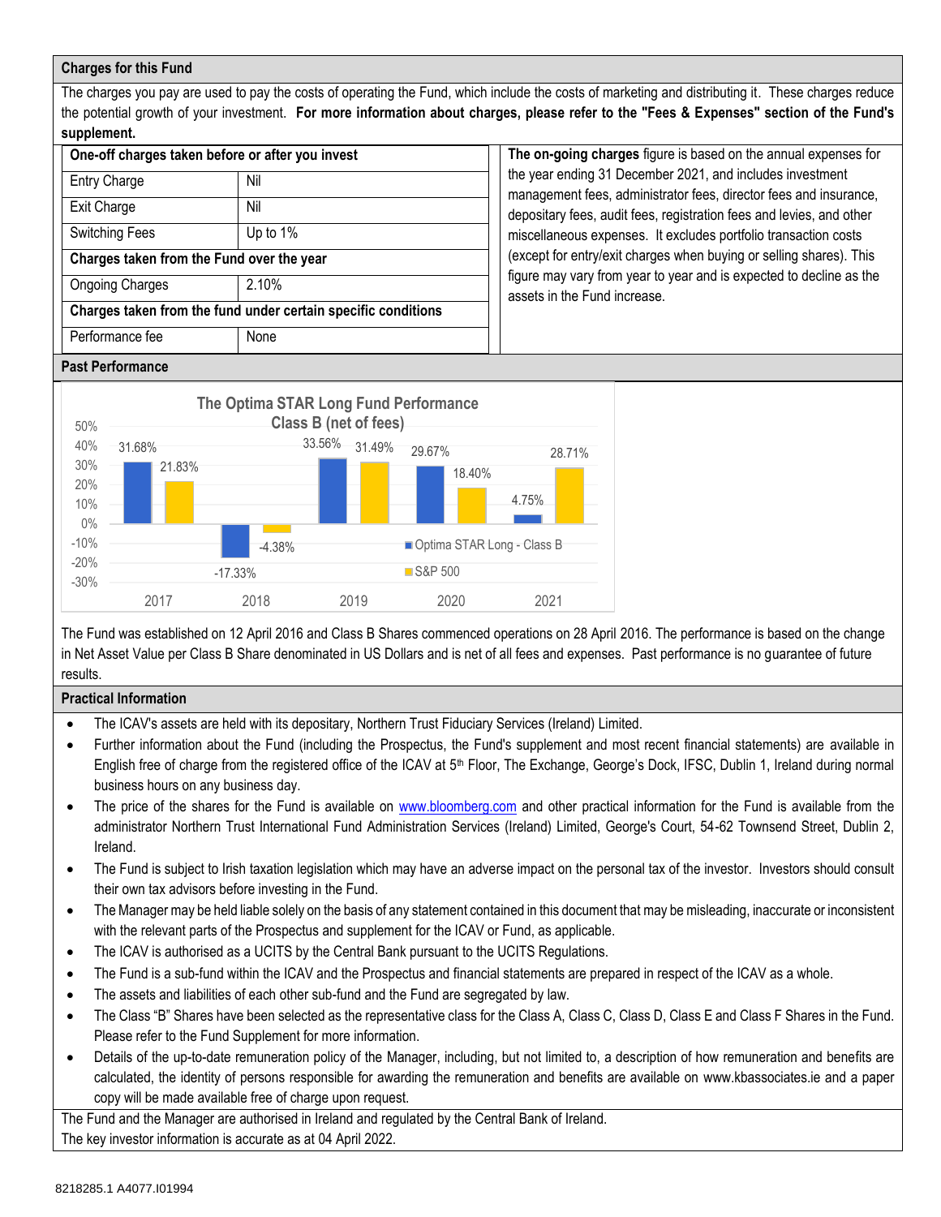## Charges for this Fund

The charges you pay are used to pay the costs of operating the Fund, which include the costs of marketing and distributing it. These charges reduce the potential growth of your investment. **For more information about charges, please refer to the "Fees & Expenses" section of the Fund's supplement.**

| | |
|---|---|
| **One-off charges taken before or after you invest** | |
| Entry Charge | Nil |
| Exit Charge | Nil |
| Switching Fees | Up to 1% |
| **Charges taken from the Fund over the year** | |
| Ongoing Charges | 2.10% |
| **Charges taken from the fund under certain specific conditions** | |
| Performance fee | None |

**The on-going charges** figure is based on the annual expenses for the year ending 31 December 2021, and includes investment management fees, administrator fees, director fees and insurance, depositary fees, audit fees, registration fees and levies, and other miscellaneous expenses. It excludes portfolio transaction costs (except for entry/exit charges when buying or selling shares). This figure may vary from year to year and is expected to decline as the assets in the Fund increase.

## Past Performance

The Optima STAR Long Fund Performance
Class B (net of fees)

50%
40%
30%
20%
10%
0%
-10%
-20%
-30%

2017: 31.68% 21.83%
2018: -17.33% -4.38%
2019: 33.56% 31.49%
2020: 29.67% 18.40%
2021: 4.75% 28.71%

Optima STAR Long - Class B
S&P 500

The Fund was established on 12 April 2016 and Class B Shares commenced operations on 28 April 2016. The performance is based on the change in Net Asset Value per Class B Share denominated in US Dollars and is net of all fees and expenses. Past performance is no guarantee of future results.

## Practical Information

- The ICAV's assets are held with its depositary, Northern Trust Fiduciary Services (Ireland) Limited.
- Further information about the Fund (including the Prospectus, the Fund's supplement and most recent financial statements) are available in English free of charge from the registered office of the ICAV at 5th Floor, The Exchange, George's Dock, IFSC, Dublin 1, Ireland during normal business hours on any business day.
- The price of the shares for the Fund is available on www.bloomberg.com and other practical information for the Fund is available from the administrator Northern Trust International Fund Administration Services (Ireland) Limited, George's Court, 54-62 Townsend Street, Dublin 2, Ireland.
- The Fund is subject to Irish taxation legislation which may have an adverse impact on the personal tax of the investor. Investors should consult their own tax advisors before investing in the Fund.
- The Manager may be held liable solely on the basis of any statement contained in this document that may be misleading, inaccurate or inconsistent with the relevant parts of the Prospectus and supplement for the ICAV or Fund, as applicable.
- The ICAV is authorised as a UCITS by the Central Bank pursuant to the UCITS Regulations.
- The Fund is a sub-fund within the ICAV and the Prospectus and financial statements are prepared in respect of the ICAV as a whole.
- The assets and liabilities of each other sub-fund and the Fund are segregated by law.
- The Class "B" Shares have been selected as the representative class for the Class A, Class C, Class D, Class E and Class F Shares in the Fund. Please refer to the Fund Supplement for more information.
- Details of the up-to-date remuneration policy of the Manager, including, but not limited to, a description of how remuneration and benefits are calculated, the identity of persons responsible for awarding the remuneration and benefits are available on www.kbassociates.ie and a paper copy will be made available free of charge upon request.

The Fund and the Manager are authorised in Ireland and regulated by the Central Bank of Ireland.
The key investor information is accurate as at 04 April 2022.

8218285.1 A4077.I01994